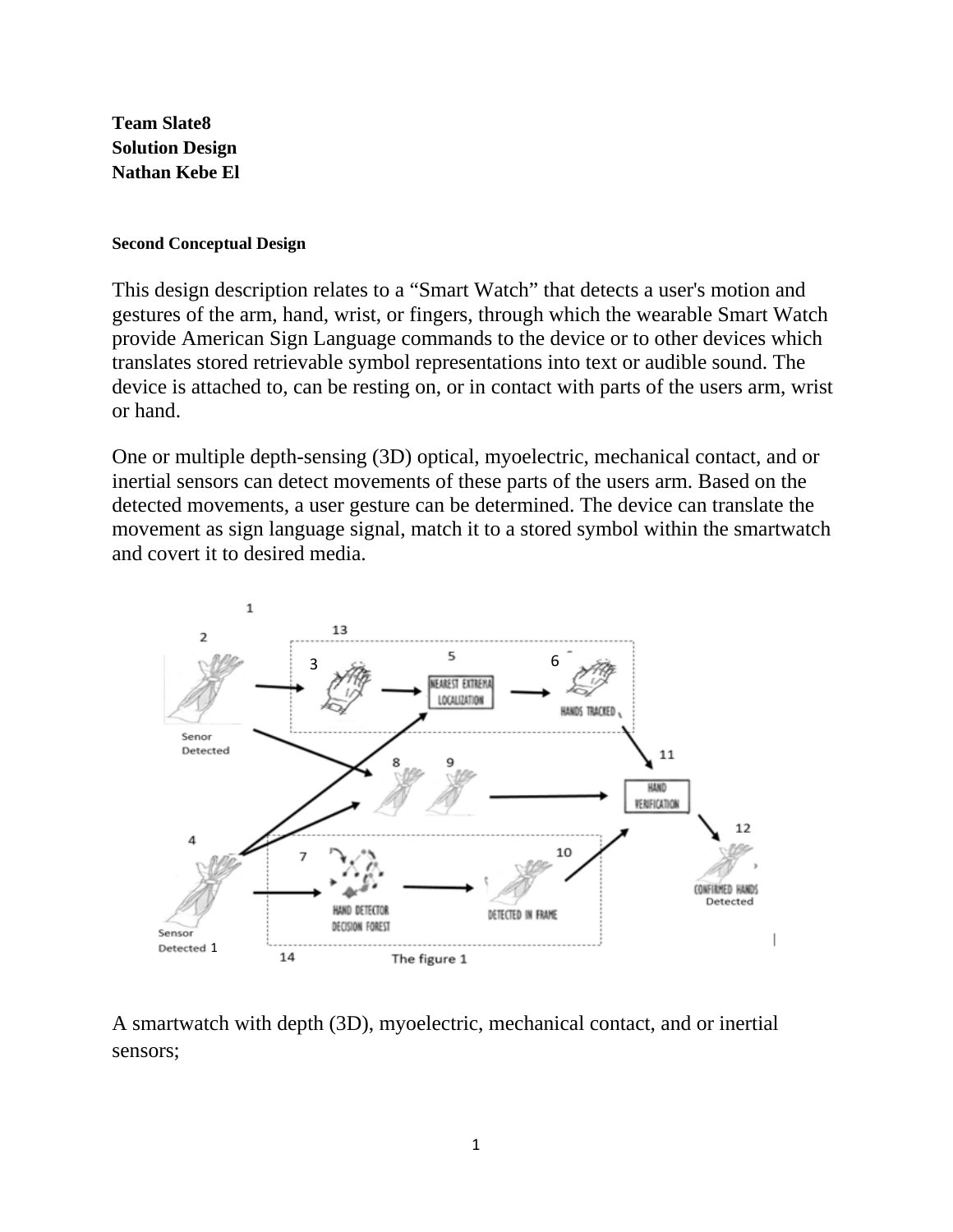**Team Slate8**
**Solution Design**
**Nathan Kebe El**

#### Second Conceptual Design

This design description relates to a "Smart Watch" that detects a user's motion and gestures of the arm, hand, wrist, or fingers, through which the wearable Smart Watch provide American Sign Language commands to the device or to other devices which translates stored retrievable symbol representations into text or audible sound. The device is attached to, can be resting on, or in contact with parts of the users arm, wrist or hand.

One or multiple depth-sensing (3D) optical, myoelectric, mechanical contact, and or inertial sensors can detect movements of these parts of the users arm. Based on the detected movements, a user gesture can be determined. The device can translate the movement as sign language signal, match it to a stored symbol within the smartwatch and covert it to desired media.

The figure 1

A smartwatch with depth (3D), myoelectric, mechanical contact, and or inertial sensors;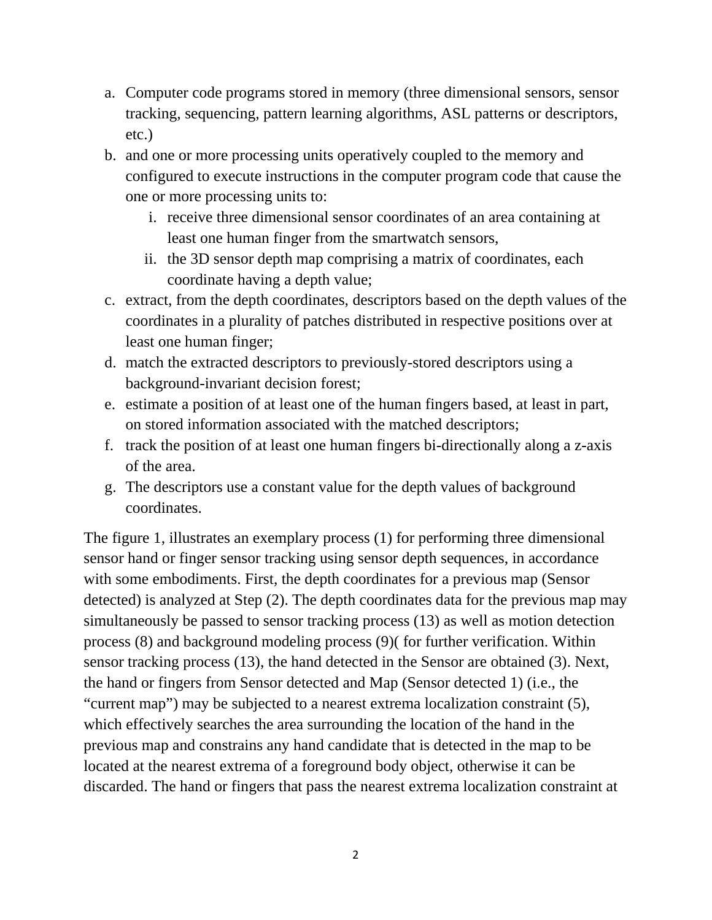a. Computer code programs stored in memory (three dimensional sensors, sensor tracking, sequencing, pattern learning algorithms, ASL patterns or descriptors, etc.)
b. and one or more processing units operatively coupled to the memory and configured to execute instructions in the computer program code that cause the one or more processing units to:
    i. receive three dimensional sensor coordinates of an area containing at least one human finger from the smartwatch sensors,
    ii. the 3D sensor depth map comprising a matrix of coordinates, each coordinate having a depth value;
c. extract, from the depth coordinates, descriptors based on the depth values of the coordinates in a plurality of patches distributed in respective positions over at least one human finger;
d. match the extracted descriptors to previously-stored descriptors using a background-invariant decision forest;
e. estimate a position of at least one of the human fingers based, at least in part, on stored information associated with the matched descriptors;
f. track the position of at least one human fingers bi-directionally along a z-axis of the area.
g. The descriptors use a constant value for the depth values of background coordinates.

The figure 1, illustrates an exemplary process (1) for performing three dimensional sensor hand or finger sensor tracking using sensor depth sequences, in accordance with some embodiments. First, the depth coordinates for a previous map (Sensor detected) is analyzed at Step (2). The depth coordinates data for the previous map may simultaneously be passed to sensor tracking process (13) as well as motion detection process (8) and background modeling process (9)( for further verification. Within sensor tracking process (13), the hand detected in the Sensor are obtained (3). Next, the hand or fingers from Sensor detected and Map (Sensor detected 1) (i.e., the "current map") may be subjected to a nearest extrema localization constraint (5), which effectively searches the area surrounding the location of the hand in the previous map and constrains any hand candidate that is detected in the map to be located at the nearest extrema of a foreground body object, otherwise it can be discarded. The hand or fingers that pass the nearest extrema localization constraint at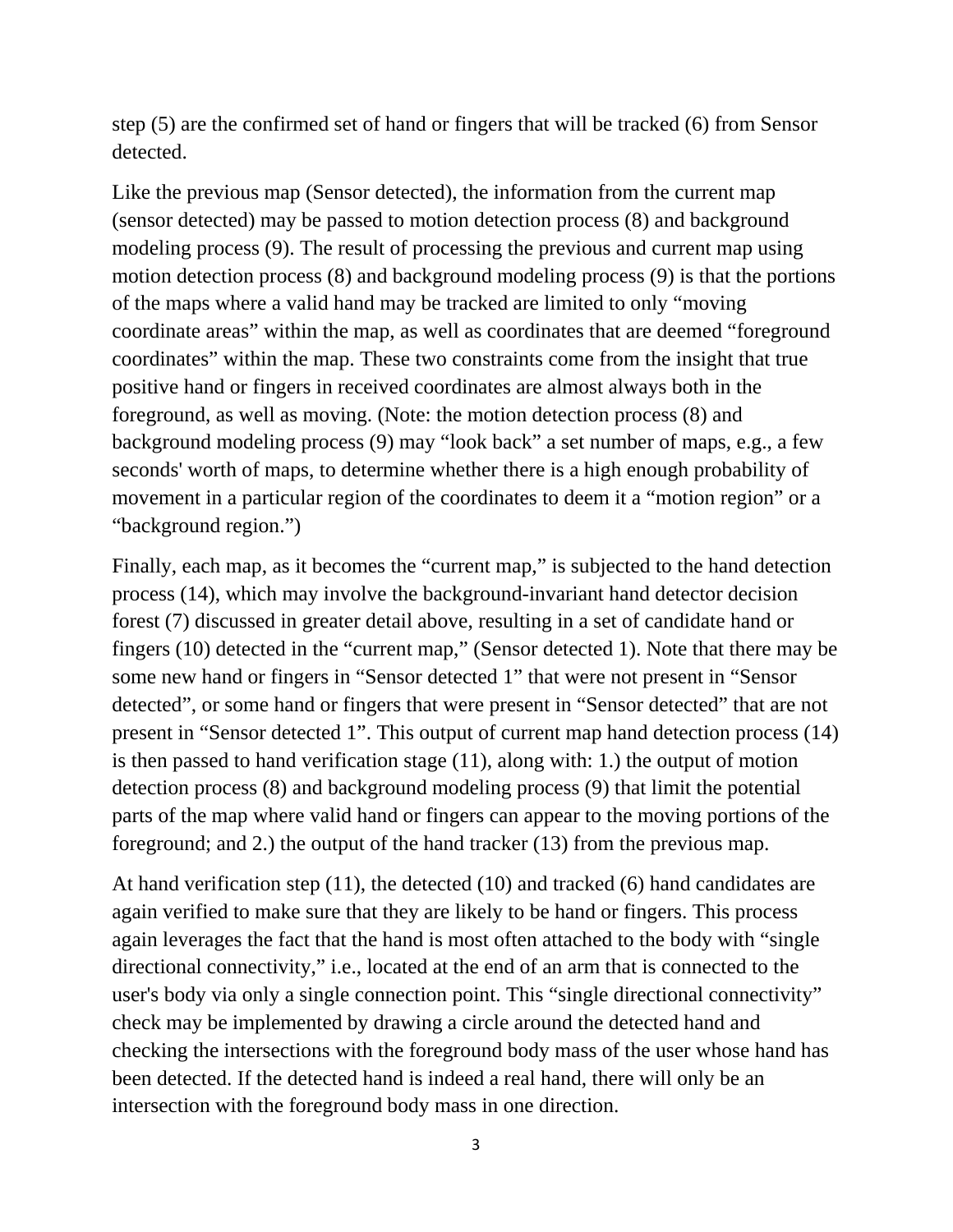step (5) are the confirmed set of hand or fingers that will be tracked (6) from Sensor detected.

Like the previous map (Sensor detected), the information from the current map (sensor detected) may be passed to motion detection process (8) and background modeling process (9). The result of processing the previous and current map using motion detection process (8) and background modeling process (9) is that the portions of the maps where a valid hand may be tracked are limited to only “moving coordinate areas” within the map, as well as coordinates that are deemed “foreground coordinates” within the map. These two constraints come from the insight that true positive hand or fingers in received coordinates are almost always both in the foreground, as well as moving. (Note: the motion detection process (8) and background modeling process (9) may “look back” a set number of maps, e.g., a few seconds' worth of maps, to determine whether there is a high enough probability of movement in a particular region of the coordinates to deem it a “motion region” or a “background region.”)

Finally, each map, as it becomes the “current map,” is subjected to the hand detection process (14), which may involve the background-invariant hand detector decision forest (7) discussed in greater detail above, resulting in a set of candidate hand or fingers (10) detected in the “current map,” (Sensor detected 1). Note that there may be some new hand or fingers in “Sensor detected 1” that were not present in “Sensor detected”, or some hand or fingers that were present in “Sensor detected” that are not present in “Sensor detected 1”. This output of current map hand detection process (14) is then passed to hand verification stage (11), along with: 1.) the output of motion detection process (8) and background modeling process (9) that limit the potential parts of the map where valid hand or fingers can appear to the moving portions of the foreground; and 2.) the output of the hand tracker (13) from the previous map.

At hand verification step (11), the detected (10) and tracked (6) hand candidates are again verified to make sure that they are likely to be hand or fingers. This process again leverages the fact that the hand is most often attached to the body with “single directional connectivity,” i.e., located at the end of an arm that is connected to the user's body via only a single connection point. This “single directional connectivity” check may be implemented by drawing a circle around the detected hand and checking the intersections with the foreground body mass of the user whose hand has been detected. If the detected hand is indeed a real hand, there will only be an intersection with the foreground body mass in one direction.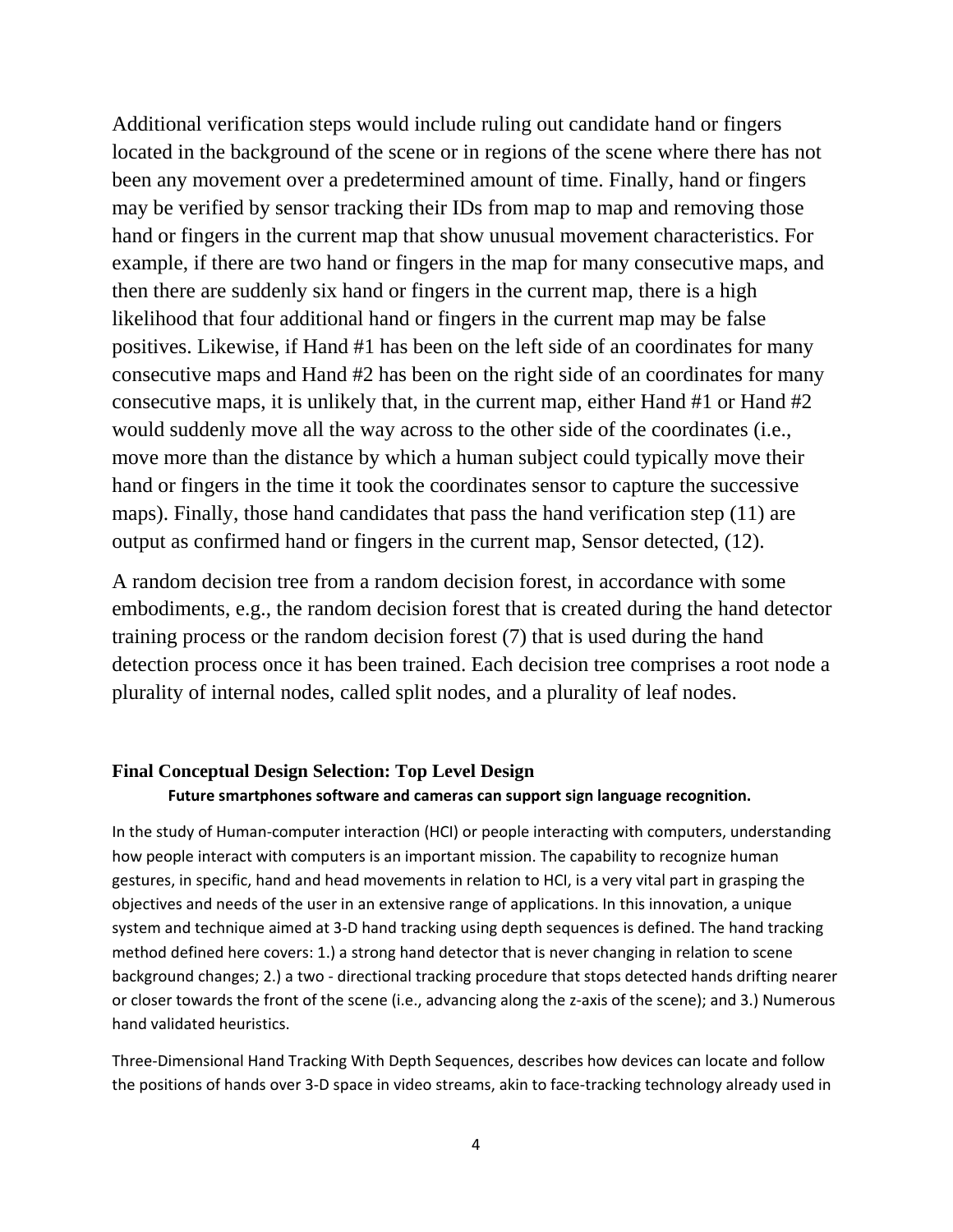Additional verification steps would include ruling out candidate hand or fingers located in the background of the scene or in regions of the scene where there has not been any movement over a predetermined amount of time. Finally, hand or fingers may be verified by sensor tracking their IDs from map to map and removing those hand or fingers in the current map that show unusual movement characteristics. For example, if there are two hand or fingers in the map for many consecutive maps, and then there are suddenly six hand or fingers in the current map, there is a high likelihood that four additional hand or fingers in the current map may be false positives. Likewise, if Hand #1 has been on the left side of an coordinates for many consecutive maps and Hand #2 has been on the right side of an coordinates for many consecutive maps, it is unlikely that, in the current map, either Hand #1 or Hand #2 would suddenly move all the way across to the other side of the coordinates (i.e., move more than the distance by which a human subject could typically move their hand or fingers in the time it took the coordinates sensor to capture the successive maps). Finally, those hand candidates that pass the hand verification step (11) are output as confirmed hand or fingers in the current map, Sensor detected, (12).

A random decision tree from a random decision forest, in accordance with some embodiments, e.g., the random decision forest that is created during the hand detector training process or the random decision forest (7) that is used during the hand detection process once it has been trained. Each decision tree comprises a root node a plurality of internal nodes, called split nodes, and a plurality of leaf nodes.

## Final Conceptual Design Selection: Top Level Design

**Future smartphones software and cameras can support sign language recognition.**

In the study of Human-computer interaction (HCI) or people interacting with computers, understanding how people interact with computers is an important mission. The capability to recognize human gestures, in specific, hand and head movements in relation to HCI, is a very vital part in grasping the objectives and needs of the user in an extensive range of applications. In this innovation, a unique system and technique aimed at 3-D hand tracking using depth sequences is defined. The hand tracking method defined here covers: 1.) a strong hand detector that is never changing in relation to scene background changes; 2.) a two - directional tracking procedure that stops detected hands drifting nearer or closer towards the front of the scene (i.e., advancing along the z-axis of the scene); and 3.) Numerous hand validated heuristics.

Three-Dimensional Hand Tracking With Depth Sequences, describes how devices can locate and follow the positions of hands over 3-D space in video streams, akin to face-tracking technology already used in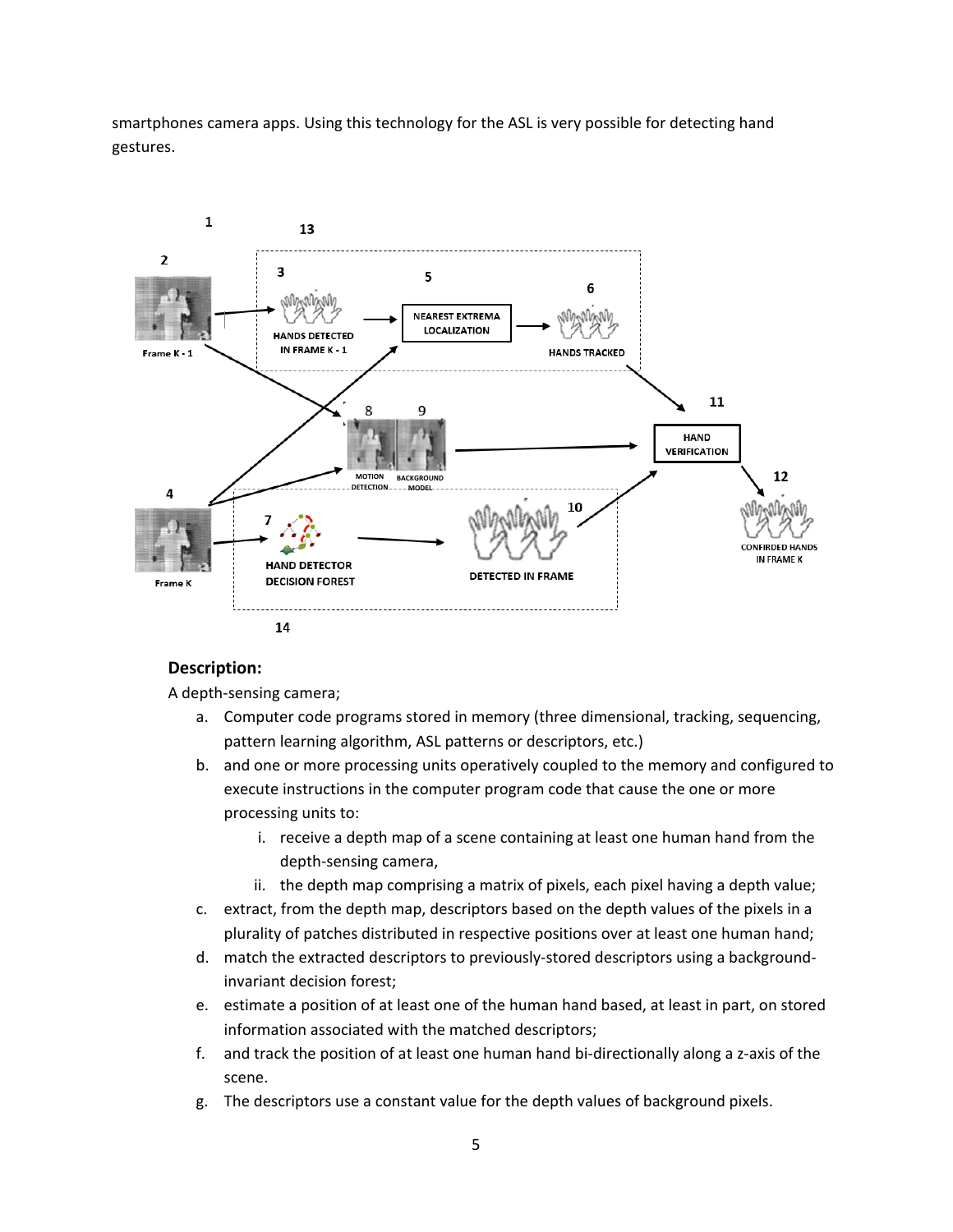smartphones camera apps. Using this technology for the ASL is very possible for detecting hand gestures.

1

13

2

3

5

6

NEAREST EXTREMA LOCALIZATION

HANDS DETECTED IN FRAME K - 1

HANDS TRACKED

Frame K - 1

8

9

11

HAND VERIFICATION

MOTION DETECTION

BACKGROUND MODEL

12

4

7

10

CONFIRDED HANDS IN FRAME K

HAND DETECTOR DECISION FOREST

DETECTED IN FRAME

Frame K

14

**Description:**

A depth-sensing camera;

a. Computer code programs stored in memory (three dimensional, tracking, sequencing, pattern learning algorithm, ASL patterns or descriptors, etc.)
b. and one or more processing units operatively coupled to the memory and configured to execute instructions in the computer program code that cause the one or more processing units to:
   i. receive a depth map of a scene containing at least one human hand from the depth-sensing camera,
   ii. the depth map comprising a matrix of pixels, each pixel having a depth value;
c. extract, from the depth map, descriptors based on the depth values of the pixels in a plurality of patches distributed in respective positions over at least one human hand;
d. match the extracted descriptors to previously-stored descriptors using a background-invariant decision forest;
e. estimate a position of at least one of the human hand based, at least in part, on stored information associated with the matched descriptors;
f. and track the position of at least one human hand bi-directionally along a z-axis of the scene.
g. The descriptors use a constant value for the depth values of background pixels.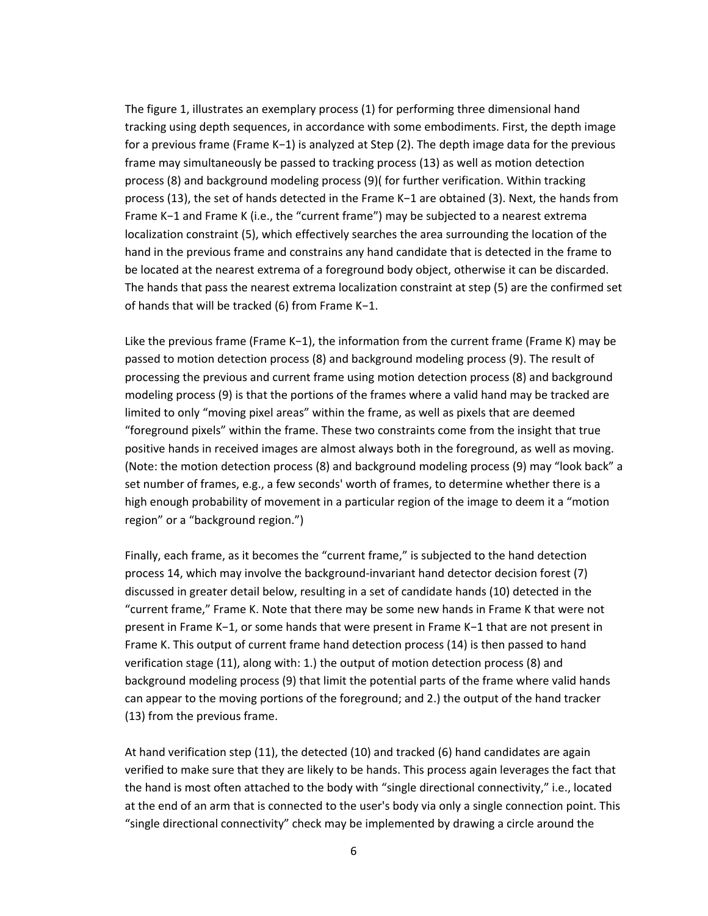The figure 1, illustrates an exemplary process (1) for performing three dimensional hand tracking using depth sequences, in accordance with some embodiments. First, the depth image for a previous frame (Frame K−1) is analyzed at Step (2). The depth image data for the previous frame may simultaneously be passed to tracking process (13) as well as motion detection process (8) and background modeling process (9)( for further verification. Within tracking process (13), the set of hands detected in the Frame K−1 are obtained (3). Next, the hands from Frame K−1 and Frame K (i.e., the "current frame") may be subjected to a nearest extrema localization constraint (5), which effectively searches the area surrounding the location of the hand in the previous frame and constrains any hand candidate that is detected in the frame to be located at the nearest extrema of a foreground body object, otherwise it can be discarded. The hands that pass the nearest extrema localization constraint at step (5) are the confirmed set of hands that will be tracked (6) from Frame K−1.

Like the previous frame (Frame K−1), the information from the current frame (Frame K) may be passed to motion detection process (8) and background modeling process (9). The result of processing the previous and current frame using motion detection process (8) and background modeling process (9) is that the portions of the frames where a valid hand may be tracked are limited to only "moving pixel areas" within the frame, as well as pixels that are deemed "foreground pixels" within the frame. These two constraints come from the insight that true positive hands in received images are almost always both in the foreground, as well as moving. (Note: the motion detection process (8) and background modeling process (9) may "look back" a set number of frames, e.g., a few seconds' worth of frames, to determine whether there is a high enough probability of movement in a particular region of the image to deem it a "motion region" or a "background region.")

Finally, each frame, as it becomes the "current frame," is subjected to the hand detection process 14, which may involve the background-invariant hand detector decision forest (7) discussed in greater detail below, resulting in a set of candidate hands (10) detected in the "current frame," Frame K. Note that there may be some new hands in Frame K that were not present in Frame K−1, or some hands that were present in Frame K−1 that are not present in Frame K. This output of current frame hand detection process (14) is then passed to hand verification stage (11), along with: 1.) the output of motion detection process (8) and background modeling process (9) that limit the potential parts of the frame where valid hands can appear to the moving portions of the foreground; and 2.) the output of the hand tracker (13) from the previous frame.

At hand verification step (11), the detected (10) and tracked (6) hand candidates are again verified to make sure that they are likely to be hands. This process again leverages the fact that the hand is most often attached to the body with "single directional connectivity," i.e., located at the end of an arm that is connected to the user's body via only a single connection point. This "single directional connectivity" check may be implemented by drawing a circle around the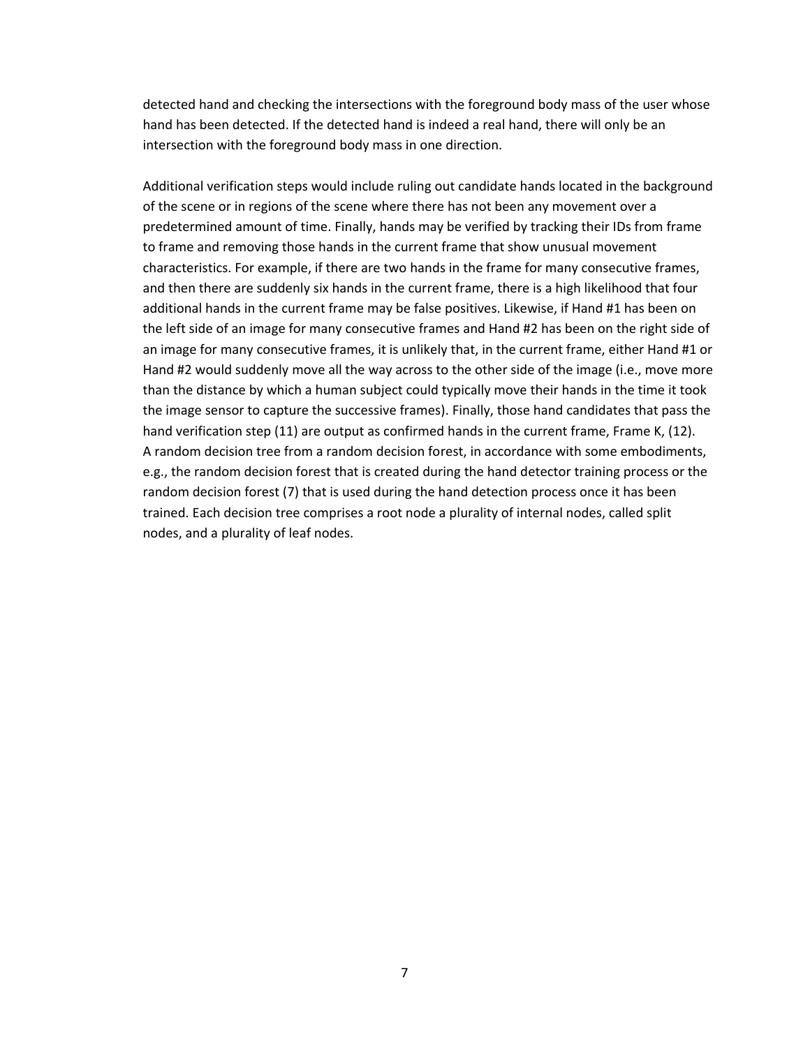detected hand and checking the intersections with the foreground body mass of the user whose hand has been detected. If the detected hand is indeed a real hand, there will only be an intersection with the foreground body mass in one direction.

Additional verification steps would include ruling out candidate hands located in the background of the scene or in regions of the scene where there has not been any movement over a predetermined amount of time. Finally, hands may be verified by tracking their IDs from frame to frame and removing those hands in the current frame that show unusual movement characteristics. For example, if there are two hands in the frame for many consecutive frames, and then there are suddenly six hands in the current frame, there is a high likelihood that four additional hands in the current frame may be false positives. Likewise, if Hand #1 has been on the left side of an image for many consecutive frames and Hand #2 has been on the right side of an image for many consecutive frames, it is unlikely that, in the current frame, either Hand #1 or Hand #2 would suddenly move all the way across to the other side of the image (i.e., move more than the distance by which a human subject could typically move their hands in the time it took the image sensor to capture the successive frames). Finally, those hand candidates that pass the hand verification step (11) are output as confirmed hands in the current frame, Frame K, (12). A random decision tree from a random decision forest, in accordance with some embodiments, e.g., the random decision forest that is created during the hand detector training process or the random decision forest (7) that is used during the hand detection process once it has been trained. Each decision tree comprises a root node a plurality of internal nodes, called split nodes, and a plurality of leaf nodes.